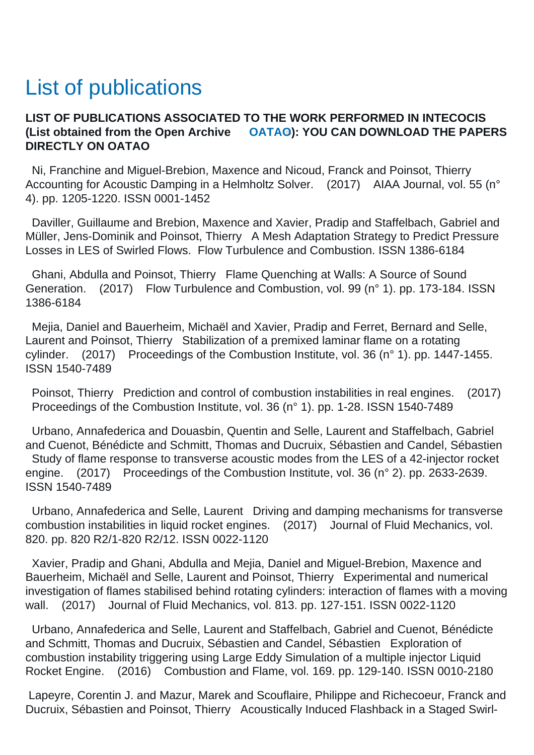# List of publications

**LIST OF PUBLICATIONS ASSOCIATED TO THE WORK PERFORMED IN INTECOCIS (List obtained from the Open Archive OATAO): YOU CAN DOWNLOAD THE PAPERS DIRECTLY ON OATAO**

Ni, Franchine and Miguel-Brebion, Maxence and Nicoud, Franck and Poinsot, Thierry Accounting for Acoustic Damping in a Helmholtz Solver. (2017) AIAA Journal, vol. 55 (n° 4). pp. 1205-1220. ISSN 0001-1452

Daviller, Guillaume and Brebion, Maxence and Xavier, Pradip and Staffelbach, Gabriel and Müller, Jens-Dominik and Poinsot, Thierry A Mesh Adaptation Strategy to Predict Pressure Losses in LES of Swirled Flows. Flow Turbulence and Combustion. ISSN 1386-6184

Ghani, Abdulla and Poinsot, Thierry Flame Quenching at Walls: A Source of Sound Generation. (2017) Flow Turbulence and Combustion, vol. 99 (n° 1). pp. 173-184. ISSN 1386-6184

Mejia, Daniel and Bauerheim, Michaël and Xavier, Pradip and Ferret, Bernard and Selle, Laurent and Poinsot, Thierry Stabilization of a premixed laminar flame on a rotating cylinder. (2017) Proceedings of the Combustion Institute, vol. 36 (n° 1). pp. 1447-1455. ISSN 1540-7489

Poinsot, Thierry Prediction and control of combustion instabilities in real engines. (2017) Proceedings of the Combustion Institute, vol. 36 (n° 1). pp. 1-28. ISSN 1540-7489

Urbano, Annafederica and Douasbin, Quentin and Selle, Laurent and Staffelbach, Gabriel and Cuenot, Bénédicte and Schmitt, Thomas and Ducruix, Sébastien and Candel, Sébastien Study of flame response to transverse acoustic modes from the LES of a 42-injector rocket engine. (2017) Proceedings of the Combustion Institute, vol. 36 (n° 2). pp. 2633-2639. ISSN 1540-7489

Urbano, Annafederica and Selle, Laurent Driving and damping mechanisms for transverse combustion instabilities in liquid rocket engines. (2017) Journal of Fluid Mechanics, vol. 820. pp. 820 R2/1-820 R2/12. ISSN 0022-1120

Xavier, Pradip and Ghani, Abdulla and Mejia, Daniel and Miguel-Brebion, Maxence and Bauerheim, Michaël and Selle, Laurent and Poinsot, Thierry Experimental and numerical investigation of flames stabilised behind rotating cylinders: interaction of flames with a moving wall. (2017) Journal of Fluid Mechanics, vol. 813. pp. 127-151. ISSN 0022-1120

Urbano, Annafederica and Selle, Laurent and Staffelbach, Gabriel and Cuenot, Bénédicte and Schmitt, Thomas and Ducruix, Sébastien and Candel, Sébastien Exploration of combustion instability triggering using Large Eddy Simulation of a multiple injector Liquid Rocket Engine. (2016) Combustion and Flame, vol. 169. pp. 129-140. ISSN 0010-2180

Lapeyre, Corentin J. and Mazur, Marek and Scouflaire, Philippe and Richecoeur, Franck and Ducruix, Sébastien and Poinsot, Thierry Acoustically Induced Flashback in a Staged Swirl-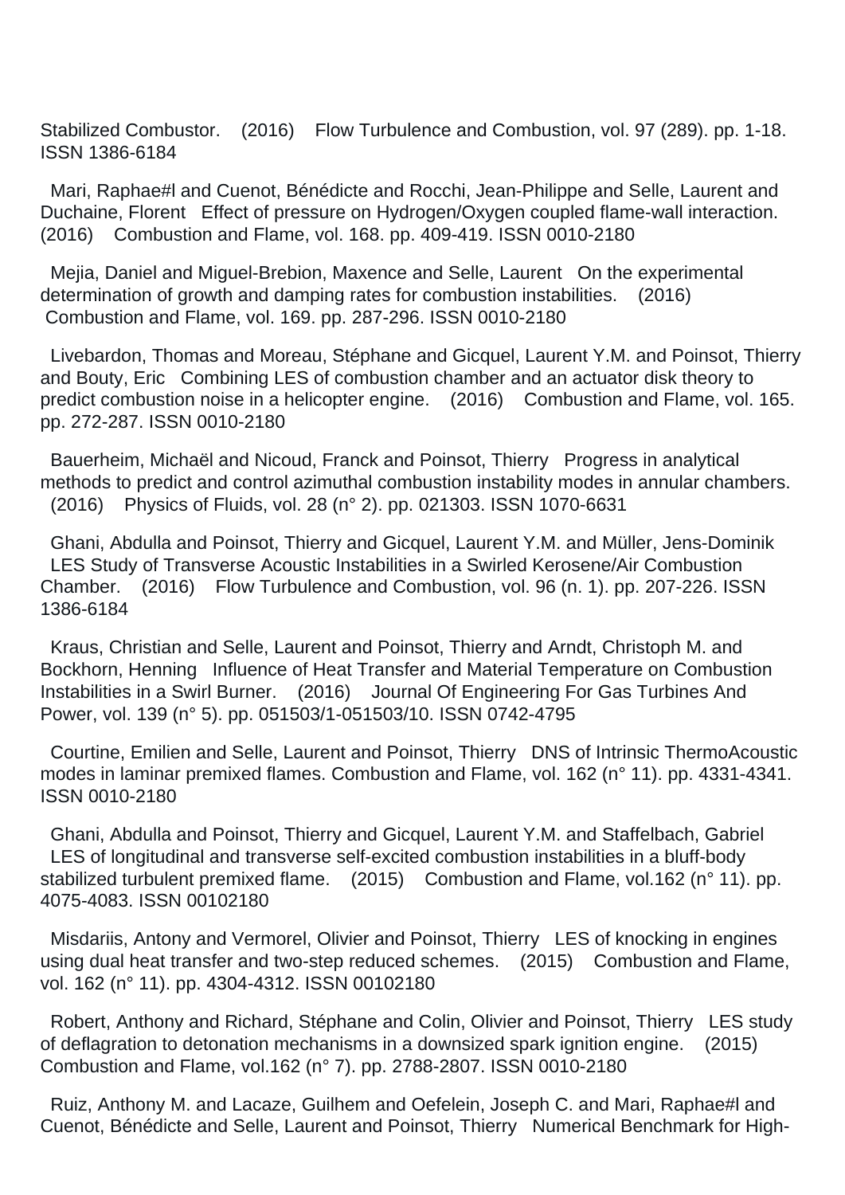Stabilized Combustor. (2016) Flow Turbulence and Combustion, vol. 97 (289). pp. 1-18. ISSN 1386-6184

Mari, Raphae#l and Cuenot, Bénédicte and Rocchi, Jean-Philippe and Selle, Laurent and Duchaine, Florent Effect of pressure on Hydrogen/Oxygen coupled flame-wall interaction. (2016) Combustion and Flame, vol. 168. pp. 409-419. ISSN 0010-2180

Mejia, Daniel and Miguel-Brebion, Maxence and Selle, Laurent On the experimental determination of growth and damping rates for combustion instabilities. (2016) Combustion and Flame, vol. 169. pp. 287-296. ISSN 0010-2180

Livebardon, Thomas and Moreau, Stéphane and Gicquel, Laurent Y.M. and Poinsot, Thierry and Bouty, Eric Combining LES of combustion chamber and an actuator disk theory to predict combustion noise in a helicopter engine. (2016) Combustion and Flame, vol. 165. pp. 272-287. ISSN 0010-2180

Bauerheim, Michaël and Nicoud, Franck and Poinsot, Thierry Progress in analytical methods to predict and control azimuthal combustion instability modes in annular chambers. (2016) Physics of Fluids, vol. 28 (n° 2). pp. 021303. ISSN 1070-6631

Ghani, Abdulla and Poinsot, Thierry and Gicquel, Laurent Y.M. and Müller, Jens-Dominik LES Study of Transverse Acoustic Instabilities in a Swirled Kerosene/Air Combustion Chamber. (2016) Flow Turbulence and Combustion, vol. 96 (n. 1). pp. 207-226. ISSN 1386-6184

Kraus, Christian and Selle, Laurent and Poinsot, Thierry and Arndt, Christoph M. and Bockhorn, Henning Influence of Heat Transfer and Material Temperature on Combustion Instabilities in a Swirl Burner. (2016) Journal Of Engineering For Gas Turbines And Power, vol. 139 (n° 5). pp. 051503/1-051503/10. ISSN 0742-4795

Courtine, Emilien and Selle, Laurent and Poinsot, Thierry DNS of Intrinsic ThermoAcoustic modes in laminar premixed flames. Combustion and Flame, vol. 162 (n° 11). pp. 4331-4341. ISSN 0010-2180

Ghani, Abdulla and Poinsot, Thierry and Gicquel, Laurent Y.M. and Staffelbach, Gabriel LES of longitudinal and transverse self-excited combustion instabilities in a bluff-body stabilized turbulent premixed flame. (2015) Combustion and Flame, vol.162 (n° 11). pp. 4075-4083. ISSN 00102180

Misdariis, Antony and Vermorel, Olivier and Poinsot, Thierry LES of knocking in engines using dual heat transfer and two-step reduced schemes. (2015) Combustion and Flame, vol. 162 (n° 11). pp. 4304-4312. ISSN 00102180

Robert, Anthony and Richard, Stéphane and Colin, Olivier and Poinsot, Thierry LES study of deflagration to detonation mechanisms in a downsized spark ignition engine. (2015) Combustion and Flame, vol.162 (n° 7). pp. 2788-2807. ISSN 0010-2180

Ruiz, Anthony M. and Lacaze, Guilhem and Oefelein, Joseph C. and Mari, Raphae#l and Cuenot, Bénédicte and Selle, Laurent and Poinsot, Thierry Numerical Benchmark for High-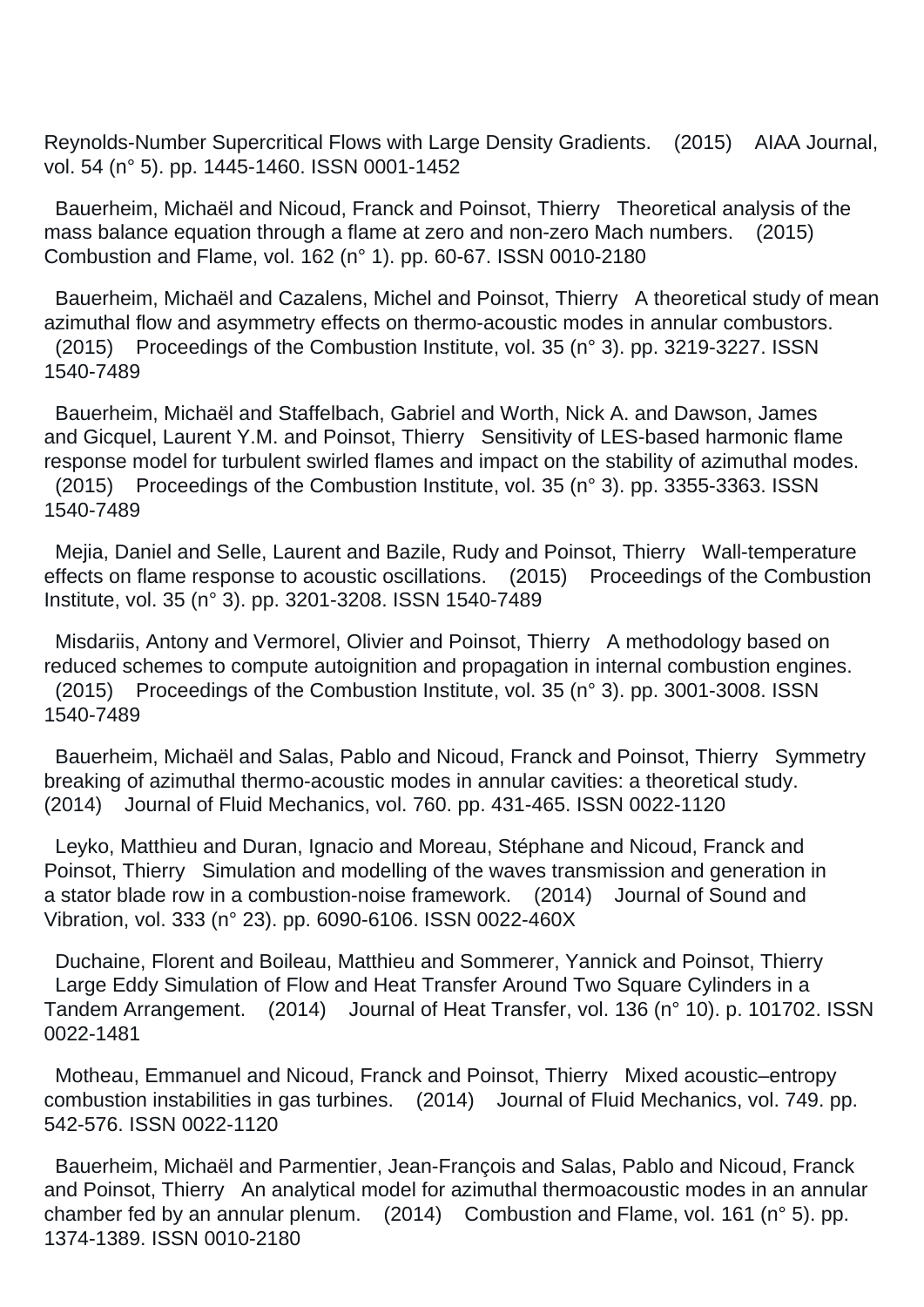Reynolds-Number Supercritical Flows with Large Density Gradients. (2015) AIAA Journal, vol. 54 (n° 5). pp. 1445-1460. ISSN 0001-1452

Bauerheim, Michaël and Nicoud, Franck and Poinsot, Thierry Theoretical analysis of the mass balance equation through a flame at zero and non-zero Mach numbers. (2015) Combustion and Flame, vol. 162 (n° 1). pp. 60-67. ISSN 0010-2180

Bauerheim, Michaël and Cazalens, Michel and Poinsot, Thierry A theoretical study of mean azimuthal flow and asymmetry effects on thermo-acoustic modes in annular combustors. (2015) Proceedings of the Combustion Institute, vol. 35 (n° 3). pp. 3219-3227. ISSN 1540-7489

Bauerheim, Michaël and Staffelbach, Gabriel and Worth, Nick A. and Dawson, James and Gicquel, Laurent Y.M. and Poinsot, Thierry Sensitivity of LES-based harmonic flame response model for turbulent swirled flames and impact on the stability of azimuthal modes. (2015) Proceedings of the Combustion Institute, vol. 35 (n° 3). pp. 3355-3363. ISSN 1540-7489

Mejia, Daniel and Selle, Laurent and Bazile, Rudy and Poinsot, Thierry Wall-temperature effects on flame response to acoustic oscillations. (2015) Proceedings of the Combustion Institute, vol. 35 (n° 3). pp. 3201-3208. ISSN 1540-7489

Misdariis, Antony and Vermorel, Olivier and Poinsot, Thierry A methodology based on reduced schemes to compute autoignition and propagation in internal combustion engines. (2015) Proceedings of the Combustion Institute, vol. 35 (n° 3). pp. 3001-3008. ISSN 1540-7489

Bauerheim, Michaël and Salas, Pablo and Nicoud, Franck and Poinsot, Thierry Symmetry breaking of azimuthal thermo-acoustic modes in annular cavities: a theoretical study. (2014) Journal of Fluid Mechanics, vol. 760. pp. 431-465. ISSN 0022-1120

Leyko, Matthieu and Duran, Ignacio and Moreau, Stéphane and Nicoud, Franck and Poinsot, Thierry Simulation and modelling of the waves transmission and generation in a stator blade row in a combustion-noise framework. (2014) Journal of Sound and Vibration, vol. 333 (n° 23). pp. 6090-6106. ISSN 0022-460X

Duchaine, Florent and Boileau, Matthieu and Sommerer, Yannick and Poinsot, Thierry Large Eddy Simulation of Flow and Heat Transfer Around Two Square Cylinders in a Tandem Arrangement. (2014) Journal of Heat Transfer, vol. 136 (n° 10). p. 101702. ISSN 0022-1481

Motheau, Emmanuel and Nicoud, Franck and Poinsot, Thierry Mixed acoustic–entropy combustion instabilities in gas turbines. (2014) Journal of Fluid Mechanics, vol. 749. pp. 542-576. ISSN 0022-1120

Bauerheim, Michaël and Parmentier, Jean-François and Salas, Pablo and Nicoud, Franck and Poinsot, Thierry An analytical model for azimuthal thermoacoustic modes in an annular chamber fed by an annular plenum. (2014) Combustion and Flame, vol. 161 (n° 5). pp. 1374-1389. ISSN 0010-2180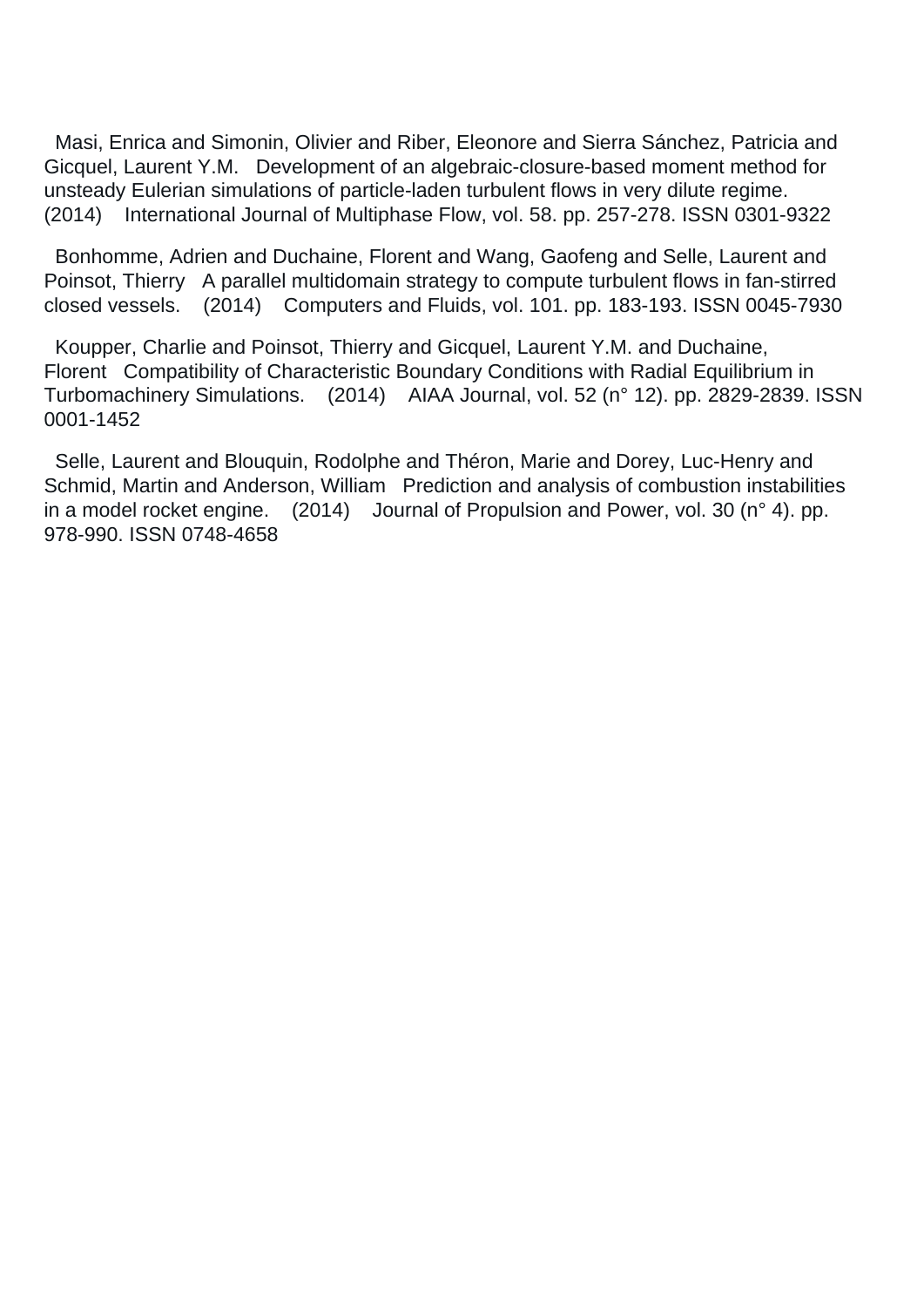Masi, Enrica and Simonin, Olivier and Riber, Eleonore and Sierra Sánchez, Patricia and Gicquel, Laurent Y.M. Development of an algebraic-closure-based moment method for unsteady Eulerian simulations of particle-laden turbulent flows in very dilute regime. (2014) International Journal of Multiphase Flow, vol. 58. pp. 257-278. ISSN 0301-9322

Bonhomme, Adrien and Duchaine, Florent and Wang, Gaofeng and Selle, Laurent and Poinsot, Thierry A parallel multidomain strategy to compute turbulent flows in fan-stirred closed vessels. (2014) Computers and Fluids, vol. 101. pp. 183-193. ISSN 0045-7930

Koupper, Charlie and Poinsot, Thierry and Gicquel, Laurent Y.M. and Duchaine, Florent Compatibility of Characteristic Boundary Conditions with Radial Equilibrium in Turbomachinery Simulations. (2014) AIAA Journal, vol. 52 (n° 12). pp. 2829-2839. ISSN 0001-1452

Selle, Laurent and Blouquin, Rodolphe and Théron, Marie and Dorey, Luc-Henry and Schmid, Martin and Anderson, William Prediction and analysis of combustion instabilities in a model rocket engine. (2014) Journal of Propulsion and Power, vol. 30 (n° 4). pp. 978-990. ISSN 0748-4658